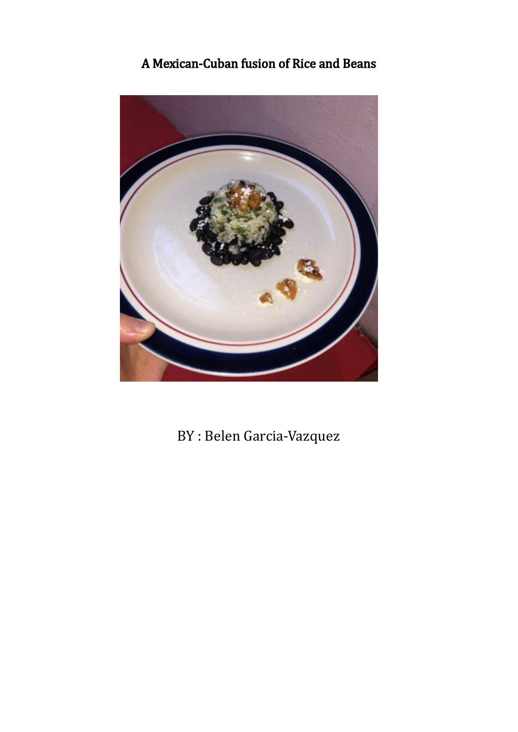# A Mexican-Cuban fusion of Rice and Beans

BY : Belen Garcia-Vazquez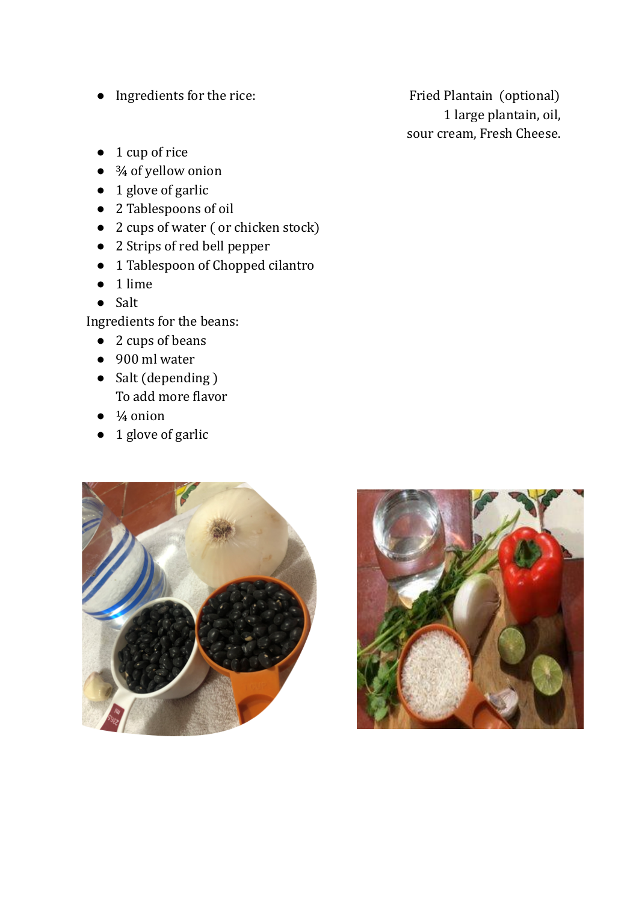- Ingredients for the rice:

- 1 cup of rice
- ¾ of yellow onion
- 1 glove of garlic
- 2 Tablespoons of oil
- 2 cups of water ( or chicken stock)
- 2 Strips of red bell pepper
- 1 Tablespoon of Chopped cilantro
- 1 lime
- Salt

Ingredients for the beans:

- 2 cups of beans
- 900 ml water
- Salt (depending )
  To add more flavor
- ¼ onion
- 1 glove of garlic

Fried Plantain (optional)
1 large plantain, oil,
sour cream, Fresh Cheese.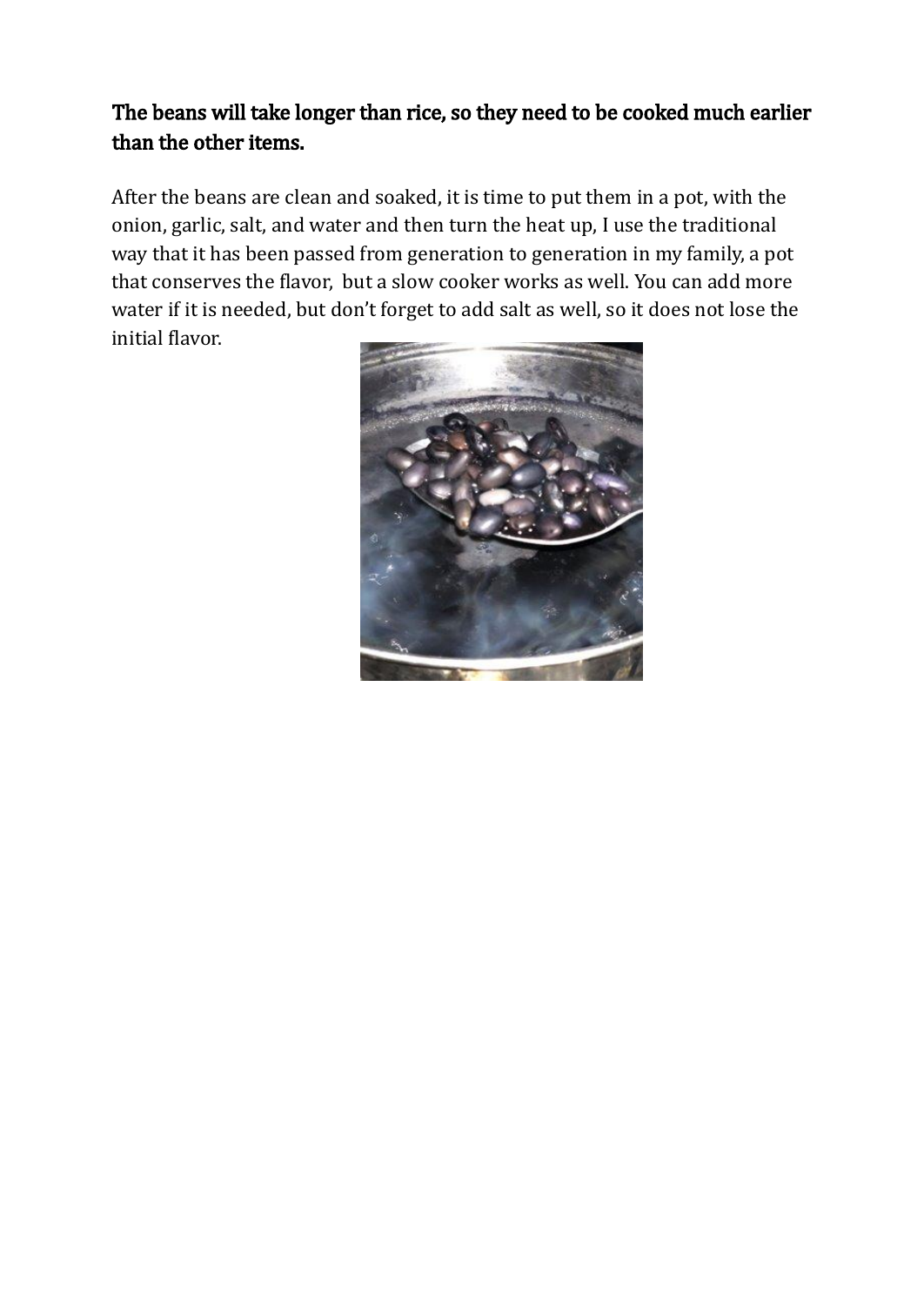**The beans will take longer than rice, so they need to be cooked much earlier than the other items.**

After the beans are clean and soaked, it is time to put them in a pot, with the onion, garlic, salt, and water and then turn the heat up, I use the traditional way that it has been passed from generation to generation in my family, a pot that conserves the flavor,  but a slow cooker works as well. You can add more water if it is needed, but don't forget to add salt as well, so it does not lose the initial flavor.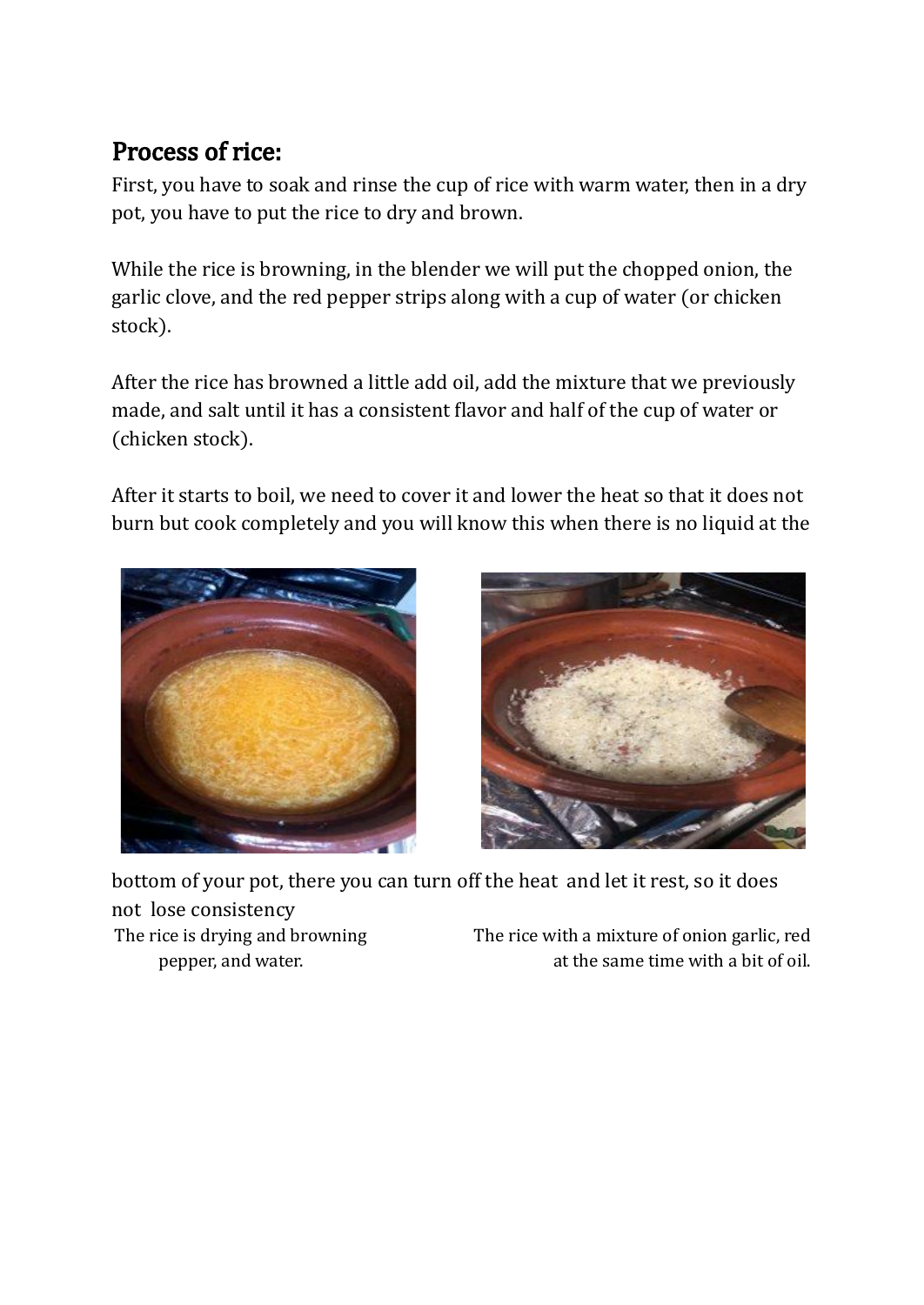## Process of rice:

First, you have to soak and rinse the cup of rice with warm water, then in a dry pot, you have to put the rice to dry and brown.

While the rice is browning, in the blender we will put the chopped onion, the garlic clove, and the red pepper strips along with a cup of water (or chicken stock).

After the rice has browned a little add oil, add the mixture that we previously made, and salt until it has a consistent flavor and half of the cup of water or (chicken stock).

After it starts to boil, we need to cover it and lower the heat so that it does not burn but cook completely and you will know this when there is no liquid at the bottom of your pot, there you can turn off the heat and let it rest, so it does not lose consistency

The rice is drying and browning pepper, and water.

The rice with a mixture of onion garlic, red at the same time with a bit of oil.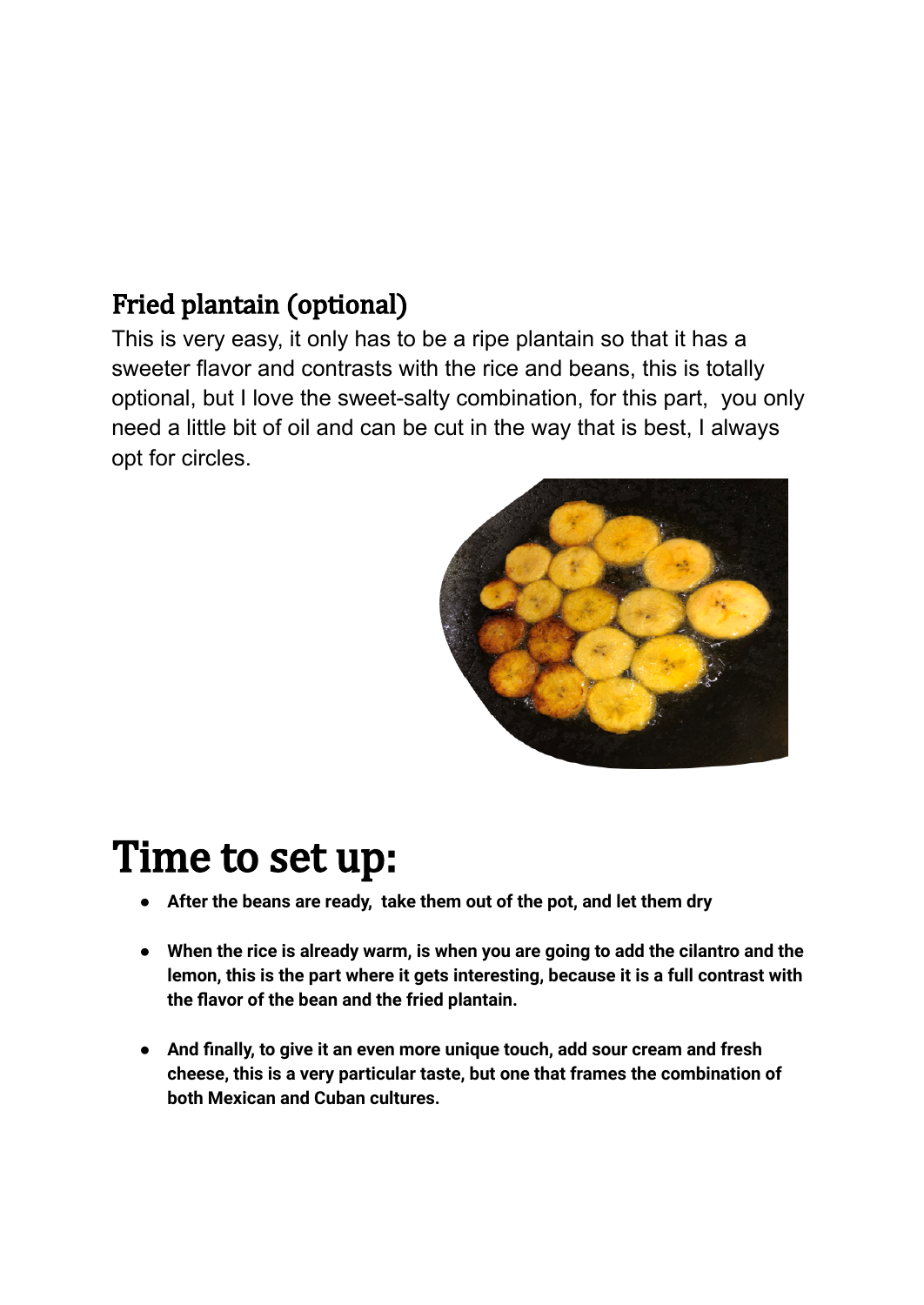## Fried plantain (optional)

This is very easy, it only has to be a ripe plantain so that it has a sweeter flavor and contrasts with the rice and beans, this is totally optional, but I love the sweet-salty combination, for this part,  you only need a little bit of oil and can be cut in the way that is best, I always opt for circles.

# Time to set up:

- **After the beans are ready,  take them out of the pot, and let them dry**
- **When the rice is already warm, is when you are going to add the cilantro and the lemon, this is the part where it gets interesting, because it is a full contrast with the flavor of the bean and the fried plantain.**
- **And finally, to give it an even more unique touch, add sour cream and fresh cheese, this is a very particular taste, but one that frames the combination of both Mexican and Cuban cultures.**